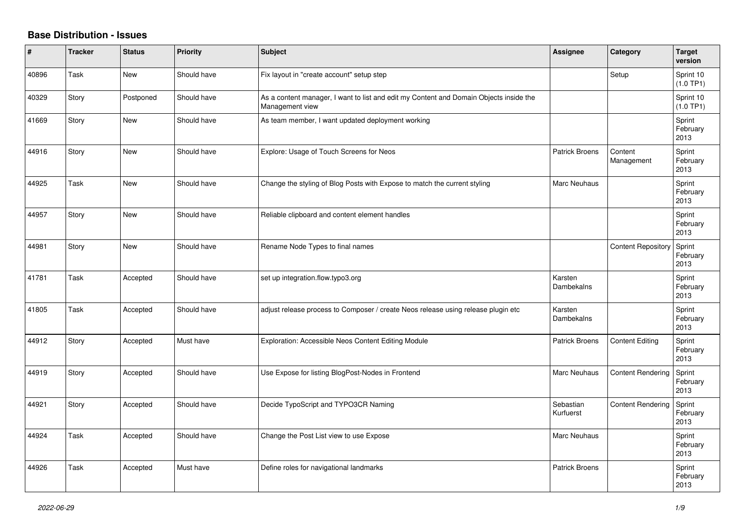# Base Distribution - Issues

| # | Tracker | Status | Priority | Subject | Assignee | Category | Target version |
|---|---|---|---|---|---|---|---|
| 40896 | Task | New | Should have | Fix layout in "create account" setup step | | Setup | Sprint 10 (1.0 TP1) |
| 40329 | Story | Postponed | Should have | As a content manager, I want to list and edit my Content and Domain Objects inside the Management view | | | Sprint 10 (1.0 TP1) |
| 41669 | Story | New | Should have | As team member, I want updated deployment working | | | Sprint February 2013 |
| 44916 | Story | New | Should have | Explore: Usage of Touch Screens for Neos | Patrick Broens | Content Management | Sprint February 2013 |
| 44925 | Task | New | Should have | Change the styling of Blog Posts with Expose to match the current styling | Marc Neuhaus | | Sprint February 2013 |
| 44957 | Story | New | Should have | Reliable clipboard and content element handles | | | Sprint February 2013 |
| 44981 | Story | New | Should have | Rename Node Types to final names | | Content Repository | Sprint February 2013 |
| 41781 | Task | Accepted | Should have | set up integration.flow.typo3.org | Karsten Dambekalns | | Sprint February 2013 |
| 41805 | Task | Accepted | Should have | adjust release process to Composer / create Neos release using release plugin etc | Karsten Dambekalns | | Sprint February 2013 |
| 44912 | Story | Accepted | Must have | Exploration: Accessible Neos Content Editing Module | Patrick Broens | Content Editing | Sprint February 2013 |
| 44919 | Story | Accepted | Should have | Use Expose for listing BlogPost-Nodes in Frontend | Marc Neuhaus | Content Rendering | Sprint February 2013 |
| 44921 | Story | Accepted | Should have | Decide TypoScript and TYPO3CR Naming | Sebastian Kurfuerst | Content Rendering | Sprint February 2013 |
| 44924 | Task | Accepted | Should have | Change the Post List view to use Expose | Marc Neuhaus | | Sprint February 2013 |
| 44926 | Task | Accepted | Must have | Define roles for navigational landmarks | Patrick Broens | | Sprint February 2013 |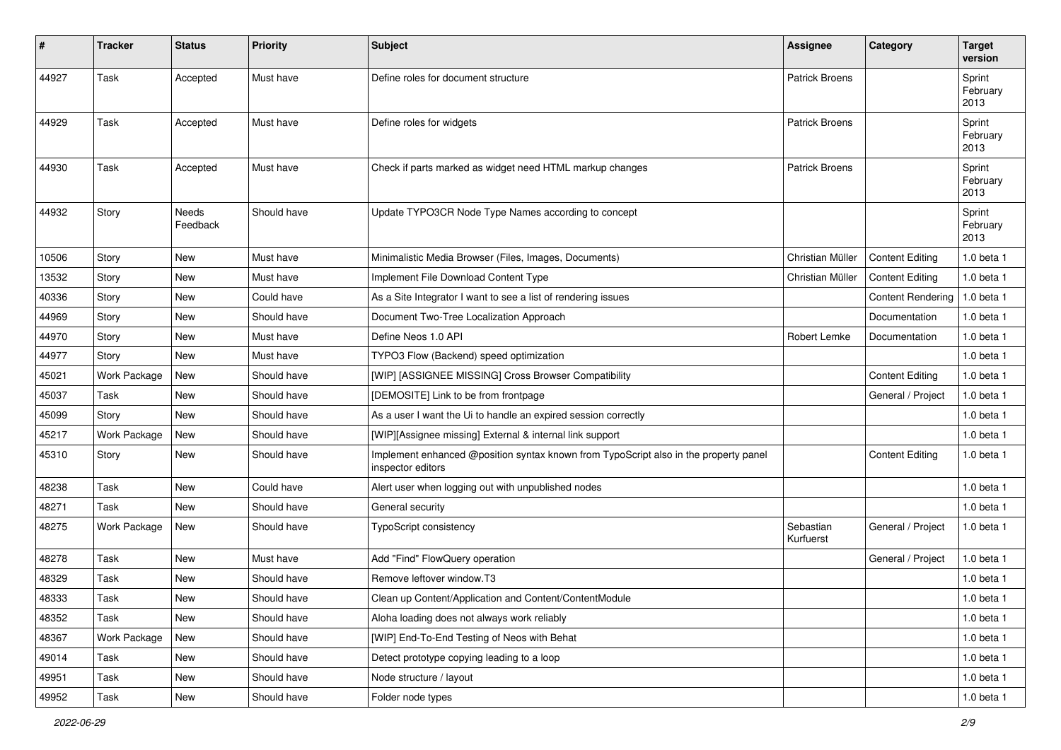| # | Tracker | Status | Priority | Subject | Assignee | Category | Target version |
|---|---|---|---|---|---|---|---|
| 44927 | Task | Accepted | Must have | Define roles for document structure | Patrick Broens | | Sprint February 2013 |
| 44929 | Task | Accepted | Must have | Define roles for widgets | Patrick Broens | | Sprint February 2013 |
| 44930 | Task | Accepted | Must have | Check if parts marked as widget need HTML markup changes | Patrick Broens | | Sprint February 2013 |
| 44932 | Story | Needs Feedback | Should have | Update TYPO3CR Node Type Names according to concept | | | Sprint February 2013 |
| 10506 | Story | New | Must have | Minimalistic Media Browser (Files, Images, Documents) | Christian Müller | Content Editing | 1.0 beta 1 |
| 13532 | Story | New | Must have | Implement File Download Content Type | Christian Müller | Content Editing | 1.0 beta 1 |
| 40336 | Story | New | Could have | As a Site Integrator I want to see a list of rendering issues | | Content Rendering | 1.0 beta 1 |
| 44969 | Story | New | Should have | Document Two-Tree Localization Approach | | Documentation | 1.0 beta 1 |
| 44970 | Story | New | Must have | Define Neos 1.0 API | Robert Lemke | Documentation | 1.0 beta 1 |
| 44977 | Story | New | Must have | TYPO3 Flow (Backend) speed optimization | | | 1.0 beta 1 |
| 45021 | Work Package | New | Should have | [WIP] [ASSIGNEE MISSING] Cross Browser Compatibility | | Content Editing | 1.0 beta 1 |
| 45037 | Task | New | Should have | [DEMOSITE] Link to be from frontpage | | General / Project | 1.0 beta 1 |
| 45099 | Story | New | Should have | As a user I want the Ui to handle an expired session correctly | | | 1.0 beta 1 |
| 45217 | Work Package | New | Should have | [WIP][Assignee missing] External & internal link support | | | 1.0 beta 1 |
| 45310 | Story | New | Should have | Implement enhanced @position syntax known from TypoScript also in the property panel inspector editors | | Content Editing | 1.0 beta 1 |
| 48238 | Task | New | Could have | Alert user when logging out with unpublished nodes | | | 1.0 beta 1 |
| 48271 | Task | New | Should have | General security | | | 1.0 beta 1 |
| 48275 | Work Package | New | Should have | TypoScript consistency | Sebastian Kurfuerst | General / Project | 1.0 beta 1 |
| 48278 | Task | New | Must have | Add "Find" FlowQuery operation | | General / Project | 1.0 beta 1 |
| 48329 | Task | New | Should have | Remove leftover window.T3 | | | 1.0 beta 1 |
| 48333 | Task | New | Should have | Clean up Content/Application and Content/ContentModule | | | 1.0 beta 1 |
| 48352 | Task | New | Should have | Aloha loading does not always work reliably | | | 1.0 beta 1 |
| 48367 | Work Package | New | Should have | [WIP] End-To-End Testing of Neos with Behat | | | 1.0 beta 1 |
| 49014 | Task | New | Should have | Detect prototype copying leading to a loop | | | 1.0 beta 1 |
| 49951 | Task | New | Should have | Node structure / layout | | | 1.0 beta 1 |
| 49952 | Task | New | Should have | Folder node types | | | 1.0 beta 1 |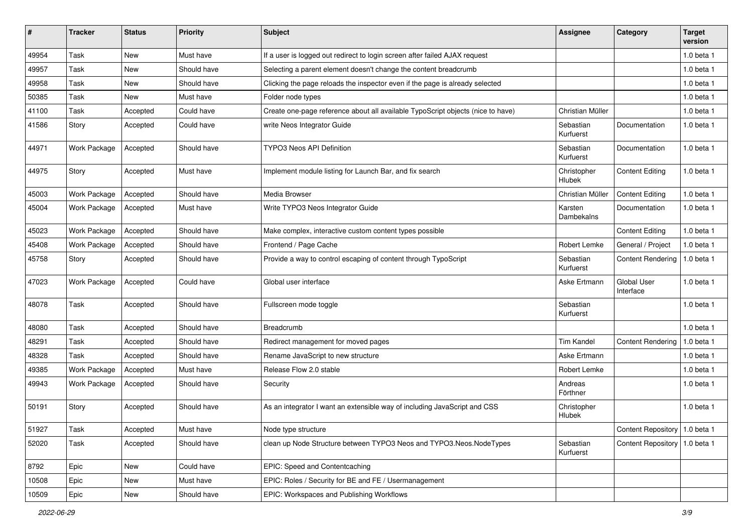| # | Tracker | Status | Priority | Subject | Assignee | Category | Target version |
|---|---|---|---|---|---|---|---|
| 49954 | Task | New | Must have | If a user is logged out redirect to login screen after failed AJAX request | | | 1.0 beta 1 |
| 49957 | Task | New | Should have | Selecting a parent element doesn't change the content breadcrumb | | | 1.0 beta 1 |
| 49958 | Task | New | Should have | Clicking the page reloads the inspector even if the page is already selected | | | 1.0 beta 1 |
| 50385 | Task | New | Must have | Folder node types | | | 1.0 beta 1 |
| 41100 | Task | Accepted | Could have | Create one-page reference about all available TypoScript objects (nice to have) | Christian Müller | | 1.0 beta 1 |
| 41586 | Story | Accepted | Could have | write Neos Integrator Guide | Sebastian Kurfuerst | Documentation | 1.0 beta 1 |
| 44971 | Work Package | Accepted | Should have | TYPO3 Neos API Definition | Sebastian Kurfuerst | Documentation | 1.0 beta 1 |
| 44975 | Story | Accepted | Must have | Implement module listing for Launch Bar, and fix search | Christopher Hlubek | Content Editing | 1.0 beta 1 |
| 45003 | Work Package | Accepted | Should have | Media Browser | Christian Müller | Content Editing | 1.0 beta 1 |
| 45004 | Work Package | Accepted | Must have | Write TYPO3 Neos Integrator Guide | Karsten Dambekalns | Documentation | 1.0 beta 1 |
| 45023 | Work Package | Accepted | Should have | Make complex, interactive custom content types possible | | Content Editing | 1.0 beta 1 |
| 45408 | Work Package | Accepted | Should have | Frontend / Page Cache | Robert Lemke | General / Project | 1.0 beta 1 |
| 45758 | Story | Accepted | Should have | Provide a way to control escaping of content through TypoScript | Sebastian Kurfuerst | Content Rendering | 1.0 beta 1 |
| 47023 | Work Package | Accepted | Could have | Global user interface | Aske Ertmann | Global User Interface | 1.0 beta 1 |
| 48078 | Task | Accepted | Should have | Fullscreen mode toggle | Sebastian Kurfuerst | | 1.0 beta 1 |
| 48080 | Task | Accepted | Should have | Breadcrumb | | | 1.0 beta 1 |
| 48291 | Task | Accepted | Should have | Redirect management for moved pages | Tim Kandel | Content Rendering | 1.0 beta 1 |
| 48328 | Task | Accepted | Should have | Rename JavaScript to new structure | Aske Ertmann | | 1.0 beta 1 |
| 49385 | Work Package | Accepted | Must have | Release Flow 2.0 stable | Robert Lemke | | 1.0 beta 1 |
| 49943 | Work Package | Accepted | Should have | Security | Andreas Förthner | | 1.0 beta 1 |
| 50191 | Story | Accepted | Should have | As an integrator I want an extensible way of including JavaScript and CSS | Christopher Hlubek | | 1.0 beta 1 |
| 51927 | Task | Accepted | Must have | Node type structure | | Content Repository | 1.0 beta 1 |
| 52020 | Task | Accepted | Should have | clean up Node Structure between TYPO3 Neos and TYPO3.Neos.NodeTypes | Sebastian Kurfuerst | Content Repository | 1.0 beta 1 |
| 8792 | Epic | New | Could have | EPIC: Speed and Contentcaching | | | |
| 10508 | Epic | New | Must have | EPIC: Roles / Security for BE and FE / Usermanagement | | | |
| 10509 | Epic | New | Should have | EPIC: Workspaces and Publishing Workflows | | | |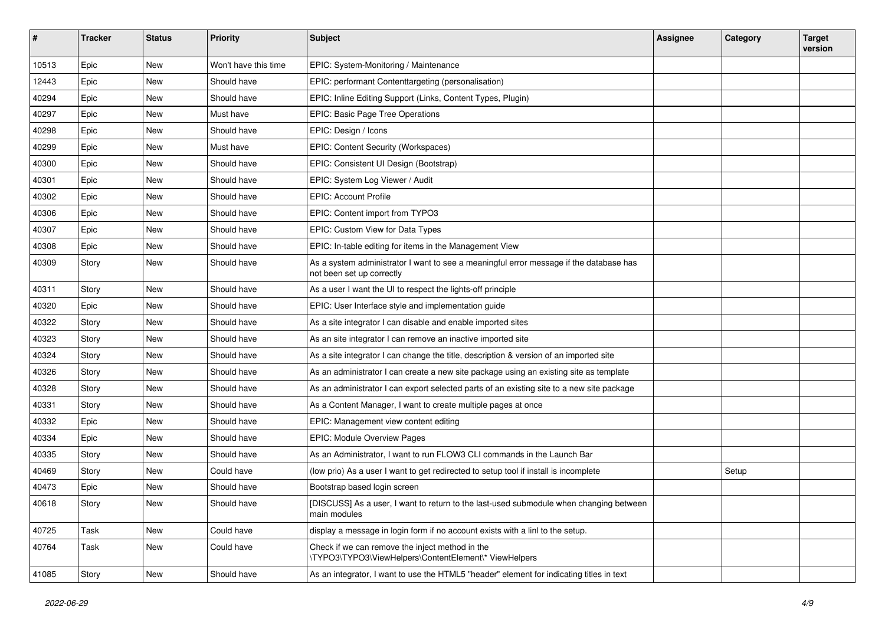| # | Tracker | Status | Priority | Subject | Assignee | Category | Target version |
|---|---|---|---|---|---|---|---|
| 10513 | Epic | New | Won't have this time | EPIC: System-Monitoring / Maintenance | | | |
| 12443 | Epic | New | Should have | EPIC: performant Contenttargeting (personalisation) | | | |
| 40294 | Epic | New | Should have | EPIC: Inline Editing Support (Links, Content Types, Plugin) | | | |
| 40297 | Epic | New | Must have | EPIC: Basic Page Tree Operations | | | |
| 40298 | Epic | New | Should have | EPIC: Design / Icons | | | |
| 40299 | Epic | New | Must have | EPIC: Content Security (Workspaces) | | | |
| 40300 | Epic | New | Should have | EPIC: Consistent UI Design (Bootstrap) | | | |
| 40301 | Epic | New | Should have | EPIC: System Log Viewer / Audit | | | |
| 40302 | Epic | New | Should have | EPIC: Account Profile | | | |
| 40306 | Epic | New | Should have | EPIC: Content import from TYPO3 | | | |
| 40307 | Epic | New | Should have | EPIC: Custom View for Data Types | | | |
| 40308 | Epic | New | Should have | EPIC: In-table editing for items in the Management View | | | |
| 40309 | Story | New | Should have | As a system administrator I want to see a meaningful error message if the database has not been set up correctly | | | |
| 40311 | Story | New | Should have | As a user I want the UI to respect the lights-off principle | | | |
| 40320 | Epic | New | Should have | EPIC: User Interface style and implementation guide | | | |
| 40322 | Story | New | Should have | As a site integrator I can disable and enable imported sites | | | |
| 40323 | Story | New | Should have | As an site integrator I can remove an inactive imported site | | | |
| 40324 | Story | New | Should have | As a site integrator I can change the title, description & version of an imported site | | | |
| 40326 | Story | New | Should have | As an administrator I can create a new site package using an existing site as template | | | |
| 40328 | Story | New | Should have | As an administrator I can export selected parts of an existing site to a new site package | | | |
| 40331 | Story | New | Should have | As a Content Manager, I want to create multiple pages at once | | | |
| 40332 | Epic | New | Should have | EPIC: Management view content editing | | | |
| 40334 | Epic | New | Should have | EPIC: Module Overview Pages | | | |
| 40335 | Story | New | Should have | As an Administrator, I want to run FLOW3 CLI commands in the Launch Bar | | | |
| 40469 | Story | New | Could have | (low prio) As a user I want to get redirected to setup tool if install is incomplete | | Setup | |
| 40473 | Epic | New | Should have | Bootstrap based login screen | | | |
| 40618 | Story | New | Should have | [DISCUSS] As a user, I want to return to the last-used submodule when changing between main modules | | | |
| 40725 | Task | New | Could have | display a message in login form if no account exists with a linl to the setup. | | | |
| 40764 | Task | New | Could have | Check if we can remove the inject method in the \TYPO3\TYPO3\ViewHelpers\ContentElement\* ViewHelpers | | | |
| 41085 | Story | New | Should have | As an integrator, I want to use the HTML5 "header" element for indicating titles in text | | | |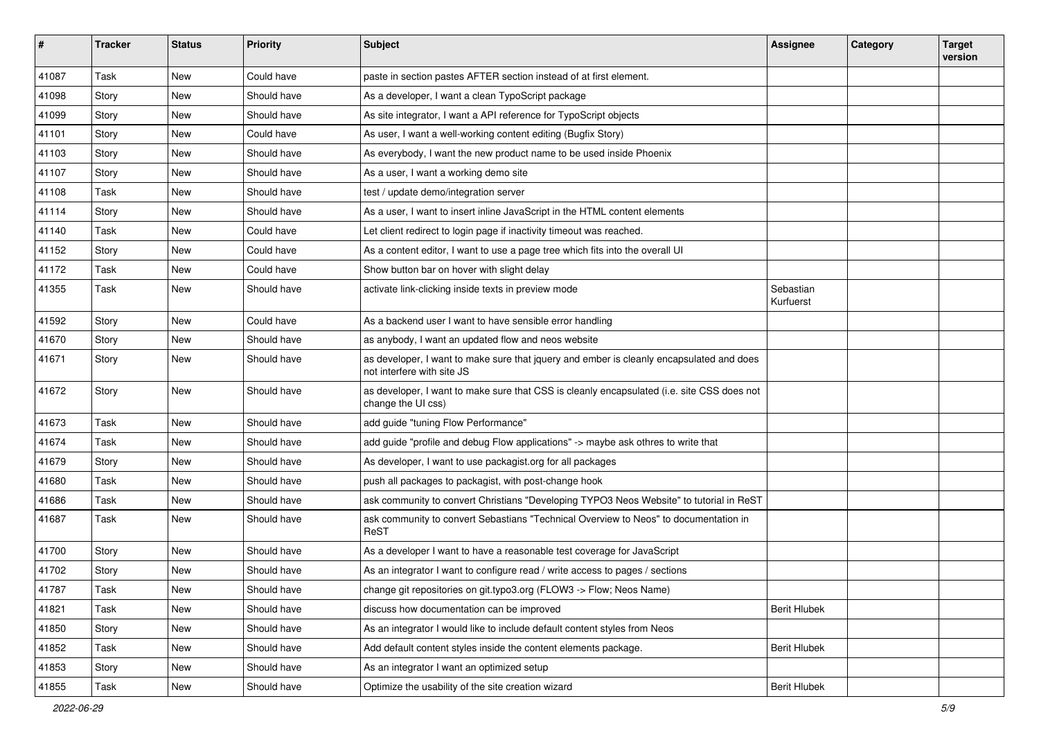| # | Tracker | Status | Priority | Subject | Assignee | Category | Target version |
|---|---|---|---|---|---|---|---|
| 41087 | Task | New | Could have | paste in section pastes AFTER section instead of at first element. | | | |
| 41098 | Story | New | Should have | As a developer, I want a clean TypoScript package | | | |
| 41099 | Story | New | Should have | As site integrator, I want a API reference for TypoScript objects | | | |
| 41101 | Story | New | Could have | As user, I want a well-working content editing (Bugfix Story) | | | |
| 41103 | Story | New | Should have | As everybody, I want the new product name to be used inside Phoenix | | | |
| 41107 | Story | New | Should have | As a user, I want a working demo site | | | |
| 41108 | Task | New | Should have | test / update demo/integration server | | | |
| 41114 | Story | New | Should have | As a user, I want to insert inline JavaScript in the HTML content elements | | | |
| 41140 | Task | New | Could have | Let client redirect to login page if inactivity timeout was reached. | | | |
| 41152 | Story | New | Could have | As a content editor, I want to use a page tree which fits into the overall UI | | | |
| 41172 | Task | New | Could have | Show button bar on hover with slight delay | | | |
| 41355 | Task | New | Should have | activate link-clicking inside texts in preview mode | Sebastian Kurfuerst | | |
| 41592 | Story | New | Could have | As a backend user I want to have sensible error handling | | | |
| 41670 | Story | New | Should have | as anybody, I want an updated flow and neos website | | | |
| 41671 | Story | New | Should have | as developer, I want to make sure that jquery and ember is cleanly encapsulated and does not interfere with site JS | | | |
| 41672 | Story | New | Should have | as developer, I want to make sure that CSS is cleanly encapsulated (i.e. site CSS does not change the UI css) | | | |
| 41673 | Task | New | Should have | add guide "tuning Flow Performance" | | | |
| 41674 | Task | New | Should have | add guide "profile and debug Flow applications" -> maybe ask othres to write that | | | |
| 41679 | Story | New | Should have | As developer, I want to use packagist.org for all packages | | | |
| 41680 | Task | New | Should have | push all packages to packagist, with post-change hook | | | |
| 41686 | Task | New | Should have | ask community to convert Christians "Developing TYPO3 Neos Website" to tutorial in ReST | | | |
| 41687 | Task | New | Should have | ask community to convert Sebastians "Technical Overview to Neos" to documentation in ReST | | | |
| 41700 | Story | New | Should have | As a developer I want to have a reasonable test coverage for JavaScript | | | |
| 41702 | Story | New | Should have | As an integrator I want to configure read / write access to pages / sections | | | |
| 41787 | Task | New | Should have | change git repositories on git.typo3.org (FLOW3 -> Flow; Neos Name) | | | |
| 41821 | Task | New | Should have | discuss how documentation can be improved | Berit Hlubek | | |
| 41850 | Story | New | Should have | As an integrator I would like to include default content styles from Neos | | | |
| 41852 | Task | New | Should have | Add default content styles inside the content elements package. | Berit Hlubek | | |
| 41853 | Story | New | Should have | As an integrator I want an optimized setup | | | |
| 41855 | Task | New | Should have | Optimize the usability of the site creation wizard | Berit Hlubek | | |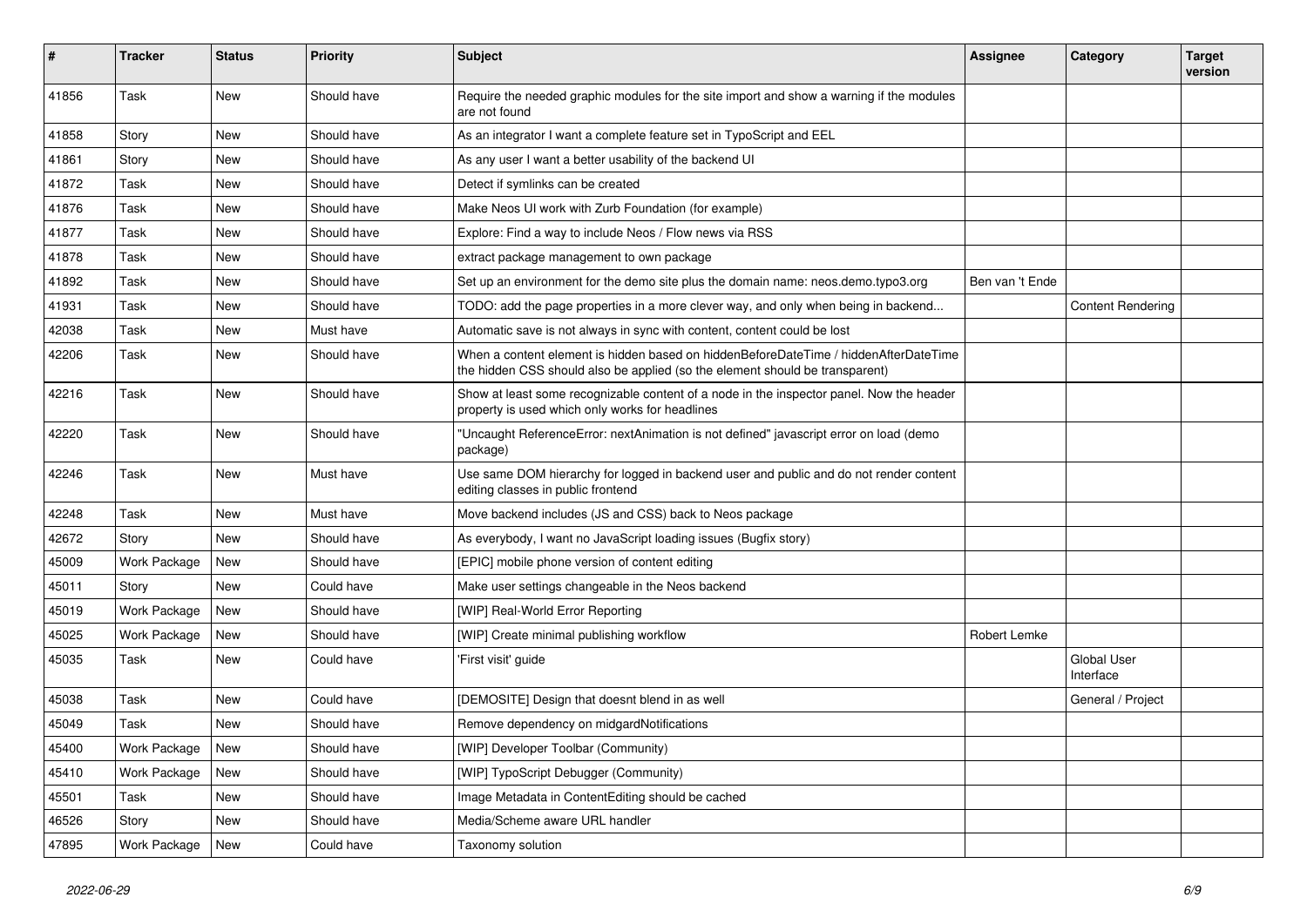| # | Tracker | Status | Priority | Subject | Assignee | Category | Target version |
|---|---|---|---|---|---|---|---|
| 41856 | Task | New | Should have | Require the needed graphic modules for the site import and show a warning if the modules are not found | | | |
| 41858 | Story | New | Should have | As an integrator I want a complete feature set in TypoScript and EEL | | | |
| 41861 | Story | New | Should have | As any user I want a better usability of the backend UI | | | |
| 41872 | Task | New | Should have | Detect if symlinks can be created | | | |
| 41876 | Task | New | Should have | Make Neos UI work with Zurb Foundation (for example) | | | |
| 41877 | Task | New | Should have | Explore: Find a way to include Neos / Flow news via RSS | | | |
| 41878 | Task | New | Should have | extract package management to own package | | | |
| 41892 | Task | New | Should have | Set up an environment for the demo site plus the domain name: neos.demo.typo3.org | Ben van 't Ende | | |
| 41931 | Task | New | Should have | TODO: add the page properties in a more clever way, and only when being in backend... | | Content Rendering | |
| 42038 | Task | New | Must have | Automatic save is not always in sync with content, content could be lost | | | |
| 42206 | Task | New | Should have | When a content element is hidden based on hiddenBeforeDateTime / hiddenAfterDateTime the hidden CSS should also be applied (so the element should be transparent) | | | |
| 42216 | Task | New | Should have | Show at least some recognizable content of a node in the inspector panel. Now the header property is used which only works for headlines | | | |
| 42220 | Task | New | Should have | "Uncaught ReferenceError: nextAnimation is not defined" javascript error on load (demo package) | | | |
| 42246 | Task | New | Must have | Use same DOM hierarchy for logged in backend user and public and do not render content editing classes in public frontend | | | |
| 42248 | Task | New | Must have | Move backend includes (JS and CSS) back to Neos package | | | |
| 42672 | Story | New | Should have | As everybody, I want no JavaScript loading issues (Bugfix story) | | | |
| 45009 | Work Package | New | Should have | [EPIC] mobile phone version of content editing | | | |
| 45011 | Story | New | Could have | Make user settings changeable in the Neos backend | | | |
| 45019 | Work Package | New | Should have | [WIP] Real-World Error Reporting | | | |
| 45025 | Work Package | New | Should have | [WIP] Create minimal publishing workflow | Robert Lemke | | |
| 45035 | Task | New | Could have | 'First visit' guide | | Global User Interface | |
| 45038 | Task | New | Could have | [DEMOSITE] Design that doesnt blend in as well | | General / Project | |
| 45049 | Task | New | Should have | Remove dependency on midgardNotifications | | | |
| 45400 | Work Package | New | Should have | [WIP] Developer Toolbar (Community) | | | |
| 45410 | Work Package | New | Should have | [WIP] TypoScript Debugger (Community) | | | |
| 45501 | Task | New | Should have | Image Metadata in ContentEditing should be cached | | | |
| 46526 | Story | New | Should have | Media/Scheme aware URL handler | | | |
| 47895 | Work Package | New | Could have | Taxonomy solution | | | |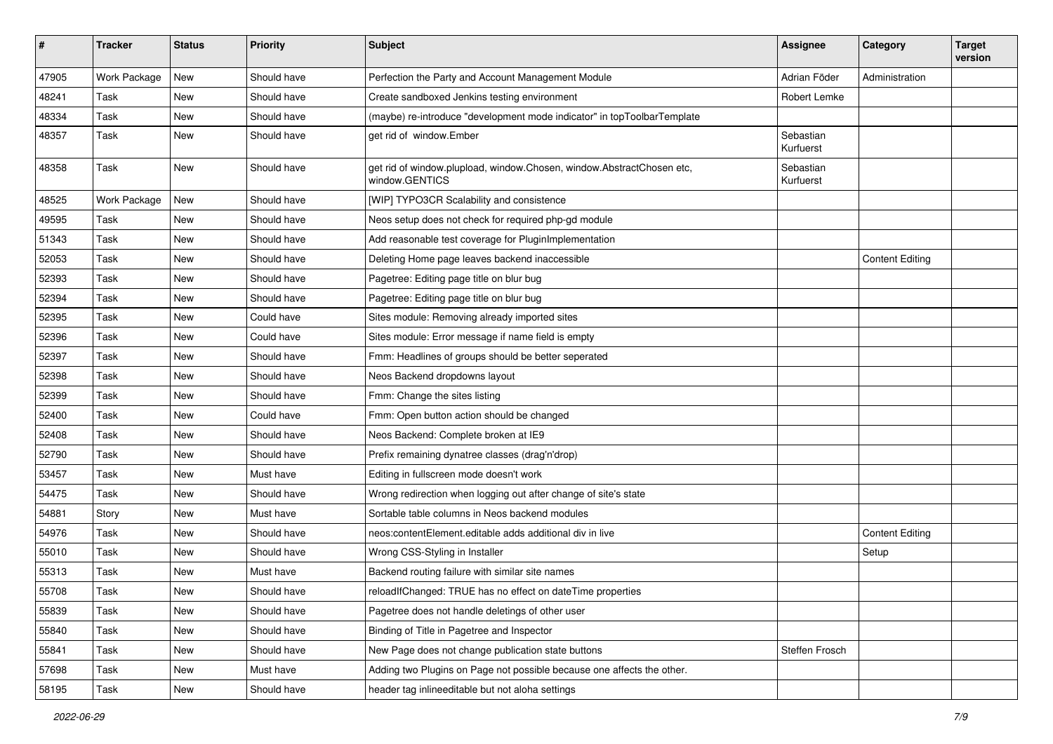| # | Tracker | Status | Priority | Subject | Assignee | Category | Target version |
| --- | --- | --- | --- | --- | --- | --- | --- |
| 47905 | Work Package | New | Should have | Perfection the Party and Account Management Module | Adrian Föder | Administration | |
| 48241 | Task | New | Should have | Create sandboxed Jenkins testing environment | Robert Lemke | | |
| 48334 | Task | New | Should have | (maybe) re-introduce "development mode indicator" in topToolbarTemplate | | | |
| 48357 | Task | New | Should have | get rid of window.Ember | Sebastian Kurfuerst | | |
| 48358 | Task | New | Should have | get rid of window.plupload, window.Chosen, window.AbstractChosen etc, window.GENTICS | Sebastian Kurfuerst | | |
| 48525 | Work Package | New | Should have | [WIP] TYPO3CR Scalability and consistence | | | |
| 49595 | Task | New | Should have | Neos setup does not check for required php-gd module | | | |
| 51343 | Task | New | Should have | Add reasonable test coverage for PluginImplementation | | | |
| 52053 | Task | New | Should have | Deleting Home page leaves backend inaccessible | | Content Editing | |
| 52393 | Task | New | Should have | Pagetree: Editing page title on blur bug | | | |
| 52394 | Task | New | Should have | Pagetree: Editing page title on blur bug | | | |
| 52395 | Task | New | Could have | Sites module: Removing already imported sites | | | |
| 52396 | Task | New | Could have | Sites module: Error message if name field is empty | | | |
| 52397 | Task | New | Should have | Fmm: Headlines of groups should be better seperated | | | |
| 52398 | Task | New | Should have | Neos Backend dropdowns layout | | | |
| 52399 | Task | New | Should have | Fmm: Change the sites listing | | | |
| 52400 | Task | New | Could have | Fmm: Open button action should be changed | | | |
| 52408 | Task | New | Should have | Neos Backend: Complete broken at IE9 | | | |
| 52790 | Task | New | Should have | Prefix remaining dynatree classes (drag'n'drop) | | | |
| 53457 | Task | New | Must have | Editing in fullscreen mode doesn't work | | | |
| 54475 | Task | New | Should have | Wrong redirection when logging out after change of site's state | | | |
| 54881 | Story | New | Must have | Sortable table columns in Neos backend modules | | | |
| 54976 | Task | New | Should have | neos:contentElement.editable adds additional div in live | | Content Editing | |
| 55010 | Task | New | Should have | Wrong CSS-Styling in Installer | | Setup | |
| 55313 | Task | New | Must have | Backend routing failure with similar site names | | | |
| 55708 | Task | New | Should have | reloadIfChanged: TRUE has no effect on dateTime properties | | | |
| 55839 | Task | New | Should have | Pagetree does not handle deletings of other user | | | |
| 55840 | Task | New | Should have | Binding of Title in Pagetree and Inspector | | | |
| 55841 | Task | New | Should have | New Page does not change publication state buttons | Steffen Frosch | | |
| 57698 | Task | New | Must have | Adding two Plugins on Page not possible because one affects the other. | | | |
| 58195 | Task | New | Should have | header tag inlineeditable but not aloha settings | | | |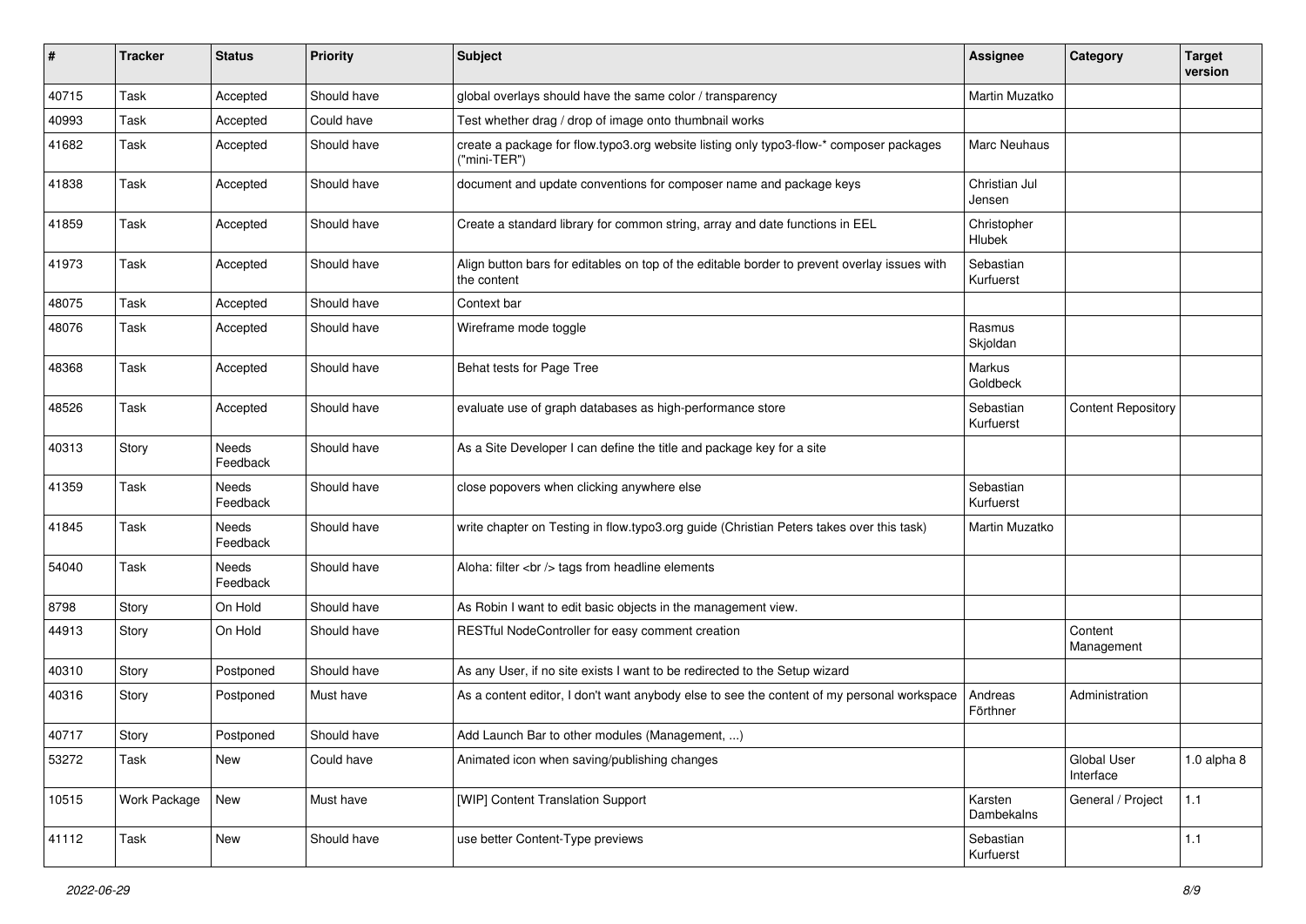| # | Tracker | Status | Priority | Subject | Assignee | Category | Target version |
|---|---|---|---|---|---|---|---|
| 40715 | Task | Accepted | Should have | global overlays should have the same color / transparency | Martin Muzatko | | |
| 40993 | Task | Accepted | Could have | Test whether drag / drop of image onto thumbnail works | | | |
| 41682 | Task | Accepted | Should have | create a package for flow.typo3.org website listing only typo3-flow-* composer packages ("mini-TER") | Marc Neuhaus | | |
| 41838 | Task | Accepted | Should have | document and update conventions for composer name and package keys | Christian Jul Jensen | | |
| 41859 | Task | Accepted | Should have | Create a standard library for common string, array and date functions in EEL | Christopher Hlubek | | |
| 41973 | Task | Accepted | Should have | Align button bars for editables on top of the editable border to prevent overlay issues with the content | Sebastian Kurfuerst | | |
| 48075 | Task | Accepted | Should have | Context bar | | | |
| 48076 | Task | Accepted | Should have | Wireframe mode toggle | Rasmus Skjoldan | | |
| 48368 | Task | Accepted | Should have | Behat tests for Page Tree | Markus Goldbeck | | |
| 48526 | Task | Accepted | Should have | evaluate use of graph databases as high-performance store | Sebastian Kurfuerst | Content Repository | |
| 40313 | Story | Needs Feedback | Should have | As a Site Developer I can define the title and package key for a site | | | |
| 41359 | Task | Needs Feedback | Should have | close popovers when clicking anywhere else | Sebastian Kurfuerst | | |
| 41845 | Task | Needs Feedback | Should have | write chapter on Testing in flow.typo3.org guide (Christian Peters takes over this task) | Martin Muzatko | | |
| 54040 | Task | Needs Feedback | Should have | Aloha: filter <br /> tags from headline elements | | | |
| 8798 | Story | On Hold | Should have | As Robin I want to edit basic objects in the management view. | | | |
| 44913 | Story | On Hold | Should have | RESTful NodeController for easy comment creation | | Content Management | |
| 40310 | Story | Postponed | Should have | As any User, if no site exists I want to be redirected to the Setup wizard | | | |
| 40316 | Story | Postponed | Must have | As a content editor, I don't want anybody else to see the content of my personal workspace | Andreas Förthner | Administration | |
| 40717 | Story | Postponed | Should have | Add Launch Bar to other modules (Management, ...) | | | |
| 53272 | Task | New | Could have | Animated icon when saving/publishing changes | | Global User Interface | 1.0 alpha 8 |
| 10515 | Work Package | New | Must have | [WIP] Content Translation Support | Karsten Dambekalns | General / Project | 1.1 |
| 41112 | Task | New | Should have | use better Content-Type previews | Sebastian Kurfuerst | | 1.1 |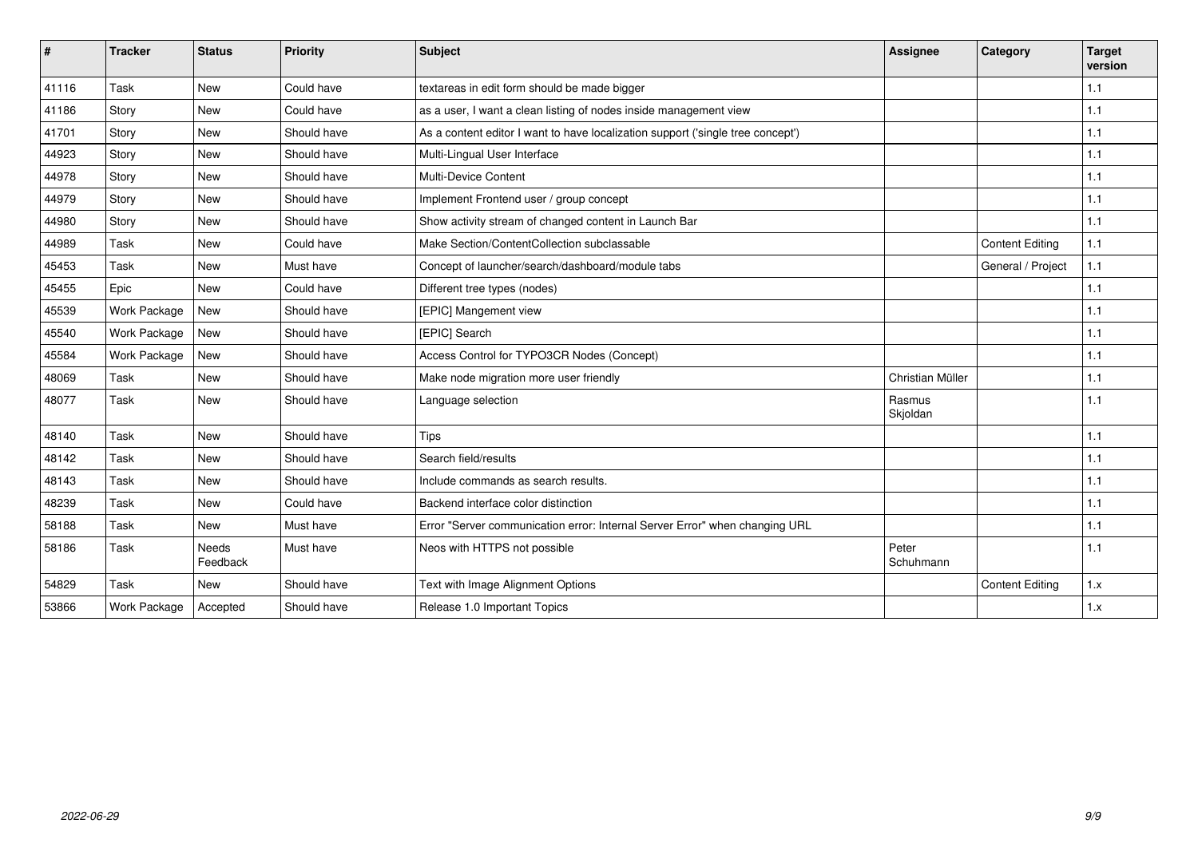| # | Tracker | Status | Priority | Subject | Assignee | Category | Target version |
|---|---|---|---|---|---|---|---|
| 41116 | Task | New | Could have | textareas in edit form should be made bigger | | | 1.1 |
| 41186 | Story | New | Could have | as a user, I want a clean listing of nodes inside management view | | | 1.1 |
| 41701 | Story | New | Should have | As a content editor I want to have localization support ('single tree concept') | | | 1.1 |
| 44923 | Story | New | Should have | Multi-Lingual User Interface | | | 1.1 |
| 44978 | Story | New | Should have | Multi-Device Content | | | 1.1 |
| 44979 | Story | New | Should have | Implement Frontend user / group concept | | | 1.1 |
| 44980 | Story | New | Should have | Show activity stream of changed content in Launch Bar | | | 1.1 |
| 44989 | Task | New | Could have | Make Section/ContentCollection subclassable | | Content Editing | 1.1 |
| 45453 | Task | New | Must have | Concept of launcher/search/dashboard/module tabs | | General / Project | 1.1 |
| 45455 | Epic | New | Could have | Different tree types (nodes) | | | 1.1 |
| 45539 | Work Package | New | Should have | [EPIC] Mangement view | | | 1.1 |
| 45540 | Work Package | New | Should have | [EPIC] Search | | | 1.1 |
| 45584 | Work Package | New | Should have | Access Control for TYPO3CR Nodes (Concept) | | | 1.1 |
| 48069 | Task | New | Should have | Make node migration more user friendly | Christian Müller | | 1.1 |
| 48077 | Task | New | Should have | Language selection | Rasmus Skjoldan | | 1.1 |
| 48140 | Task | New | Should have | Tips | | | 1.1 |
| 48142 | Task | New | Should have | Search field/results | | | 1.1 |
| 48143 | Task | New | Should have | Include commands as search results. | | | 1.1 |
| 48239 | Task | New | Could have | Backend interface color distinction | | | 1.1 |
| 58188 | Task | New | Must have | Error "Server communication error: Internal Server Error" when changing URL | | | 1.1 |
| 58186 | Task | Needs Feedback | Must have | Neos with HTTPS not possible | Peter Schuhmann | | 1.1 |
| 54829 | Task | New | Should have | Text with Image Alignment Options | | Content Editing | 1.x |
| 53866 | Work Package | Accepted | Should have | Release 1.0 Important Topics | | | 1.x |